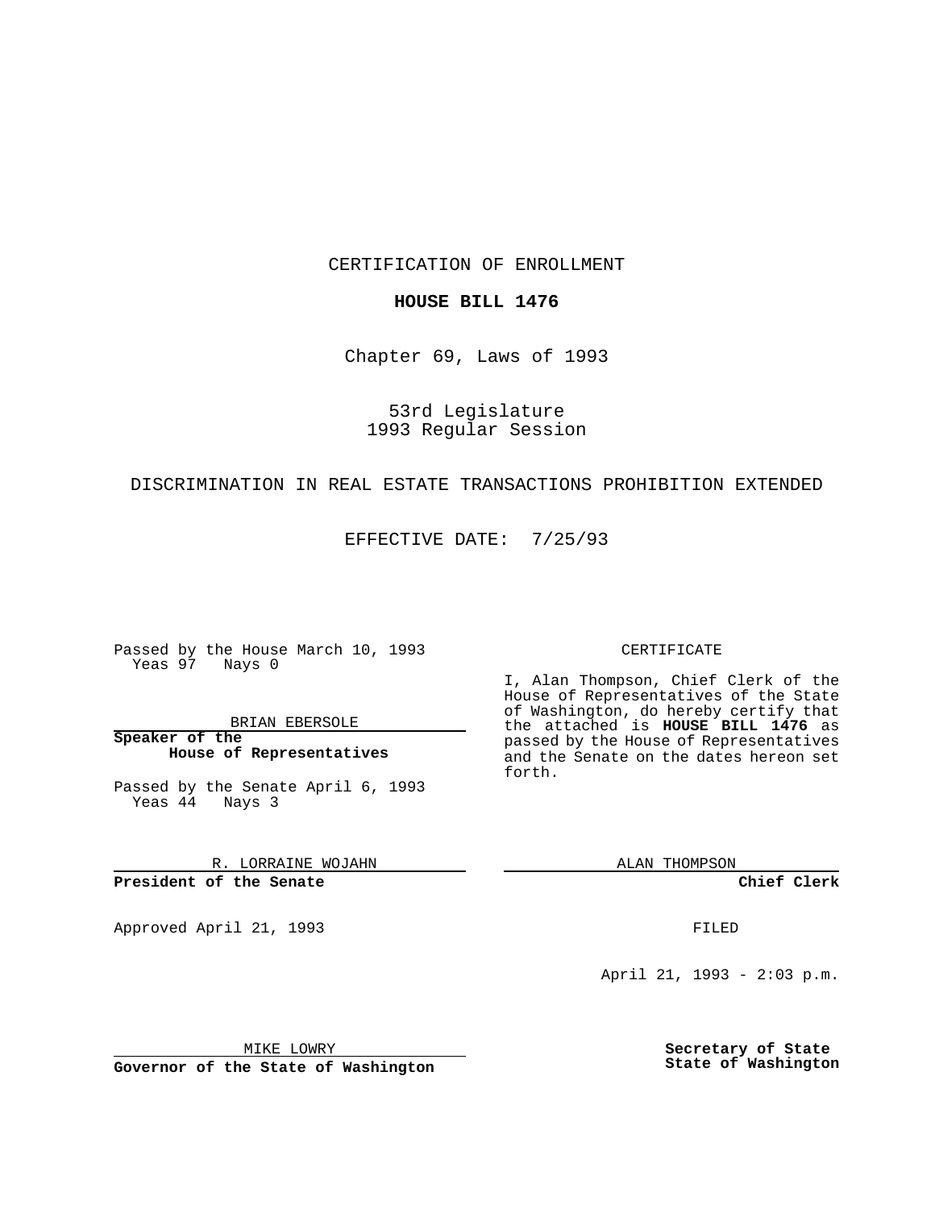CERTIFICATION OF ENROLLMENT

**HOUSE BILL 1476**

Chapter 69, Laws of 1993

53rd Legislature
1993 Regular Session

DISCRIMINATION IN REAL ESTATE TRANSACTIONS PROHIBITION EXTENDED

EFFECTIVE DATE: 7/25/93

Passed by the House March 10, 1993
Yeas 97 Nays 0

BRIAN EBERSOLE

**Speaker of the House of Representatives**

Passed by the Senate April 6, 1993
Yeas 44 Nays 3

R. LORRAINE WOJAHN

**President of the Senate**

Approved April 21, 1993

MIKE LOWRY

**Governor of the State of Washington**

CERTIFICATE

I, Alan Thompson, Chief Clerk of the House of Representatives of the State of Washington, do hereby certify that the attached is **HOUSE BILL 1476** as passed by the House of Representatives and the Senate on the dates hereon set forth.

ALAN THOMPSON

**Chief Clerk**

FILED

April 21, 1993 - 2:03 p.m.

**Secretary of State**
**State of Washington**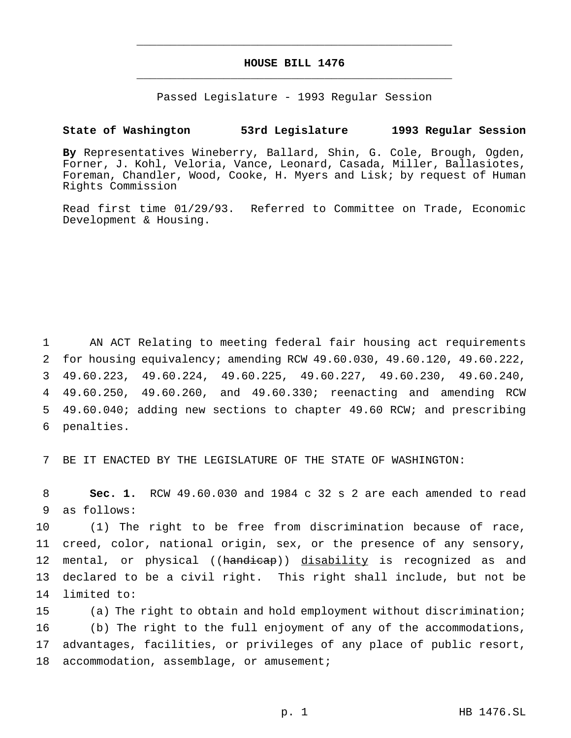# HOUSE BILL 1476

Passed Legislature - 1993 Regular Session

**State of Washington 53rd Legislature 1993 Regular Session**

**By** Representatives Wineberry, Ballard, Shin, G. Cole, Brough, Ogden, Forner, J. Kohl, Veloria, Vance, Leonard, Casada, Miller, Ballasiotes, Foreman, Chandler, Wood, Cooke, H. Myers and Lisk; by request of Human Rights Commission

Read first time 01/29/93. Referred to Committee on Trade, Economic Development & Housing.

AN ACT Relating to meeting federal fair housing act requirements for housing equivalency; amending RCW 49.60.030, 49.60.120, 49.60.222, 49.60.223, 49.60.224, 49.60.225, 49.60.227, 49.60.230, 49.60.240, 49.60.250, 49.60.260, and 49.60.330; reenacting and amending RCW 49.60.040; adding new sections to chapter 49.60 RCW; and prescribing penalties.

BE IT ENACTED BY THE LEGISLATURE OF THE STATE OF WASHINGTON:

**Sec. 1.** RCW 49.60.030 and 1984 c 32 s 2 are each amended to read as follows:

(1) The right to be free from discrimination because of race, creed, color, national origin, sex, or the presence of any sensory, mental, or physical ((~~handicap~~)) <u>disability</u> is recognized as and declared to be a civil right. This right shall include, but not be limited to:

(a) The right to obtain and hold employment without discrimination;

(b) The right to the full enjoyment of any of the accommodations, advantages, facilities, or privileges of any place of public resort, accommodation, assemblage, or amusement;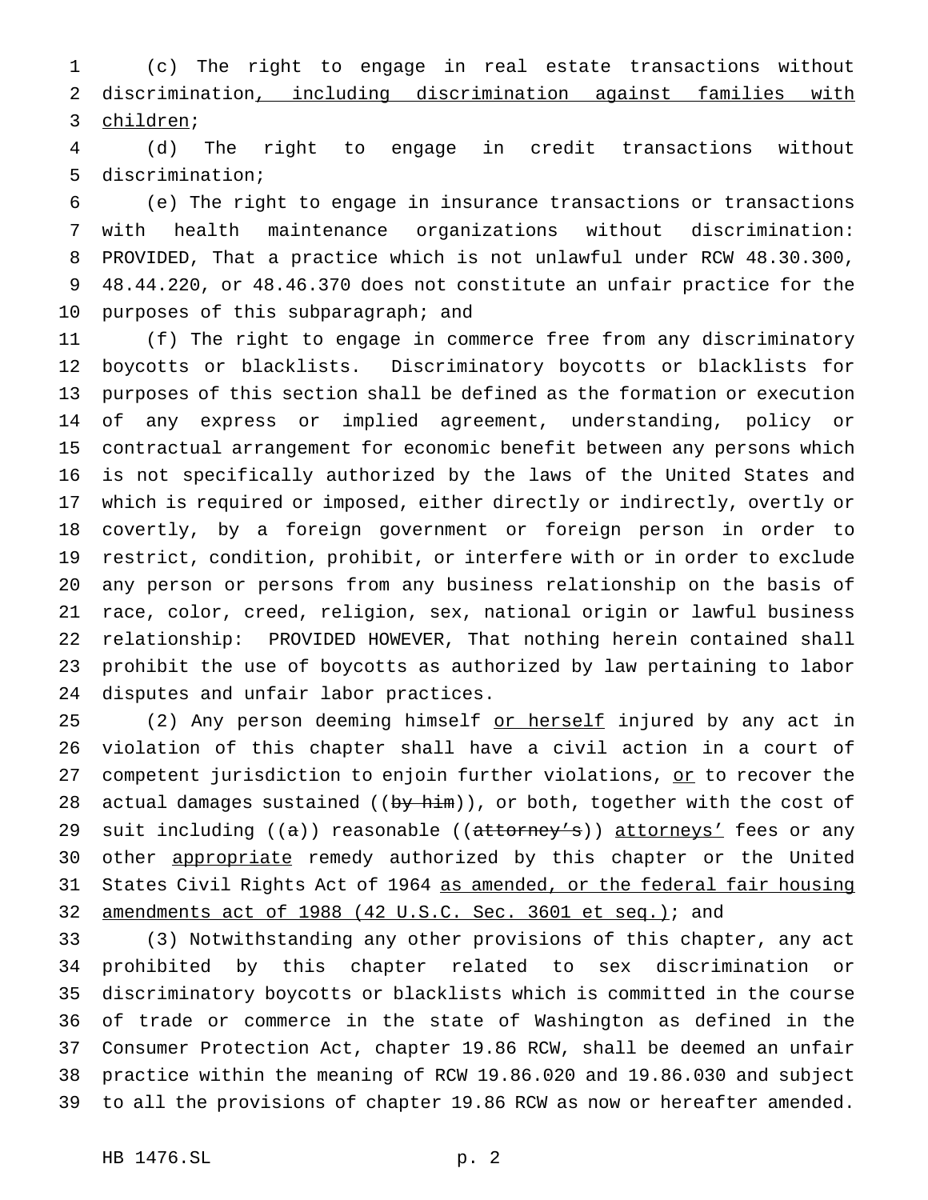(c) The right to engage in real estate transactions without discrimination<u>, including discrimination against families with children</u>;

(d) The right to engage in credit transactions without discrimination;

(e) The right to engage in insurance transactions or transactions with health maintenance organizations without discrimination: PROVIDED, That a practice which is not unlawful under RCW 48.30.300, 48.44.220, or 48.46.370 does not constitute an unfair practice for the purposes of this subparagraph; and

(f) The right to engage in commerce free from any discriminatory boycotts or blacklists. Discriminatory boycotts or blacklists for purposes of this section shall be defined as the formation or execution of any express or implied agreement, understanding, policy or contractual arrangement for economic benefit between any persons which is not specifically authorized by the laws of the United States and which is required or imposed, either directly or indirectly, overtly or covertly, by a foreign government or foreign person in order to restrict, condition, prohibit, or interfere with or in order to exclude any person or persons from any business relationship on the basis of race, color, creed, religion, sex, national origin or lawful business relationship: PROVIDED HOWEVER, That nothing herein contained shall prohibit the use of boycotts as authorized by law pertaining to labor disputes and unfair labor practices.

(2) Any person deeming himself <u>or herself</u> injured by any act in violation of this chapter shall have a civil action in a court of competent jurisdiction to enjoin further violations, <u>or</u> to recover the actual damages sustained ((~~by him~~)), or both, together with the cost of suit including ((~~a~~)) reasonable ((~~attorney's~~)) <u>attorneys'</u> fees or any other <u>appropriate</u> remedy authorized by this chapter or the United States Civil Rights Act of 1964 <u>as amended, or the federal fair housing amendments act of 1988 (42 U.S.C. Sec. 3601 et seq.)</u>; and

(3) Notwithstanding any other provisions of this chapter, any act prohibited by this chapter related to sex discrimination or discriminatory boycotts or blacklists which is committed in the course of trade or commerce in the state of Washington as defined in the Consumer Protection Act, chapter 19.86 RCW, shall be deemed an unfair practice within the meaning of RCW 19.86.020 and 19.86.030 and subject to all the provisions of chapter 19.86 RCW as now or hereafter amended.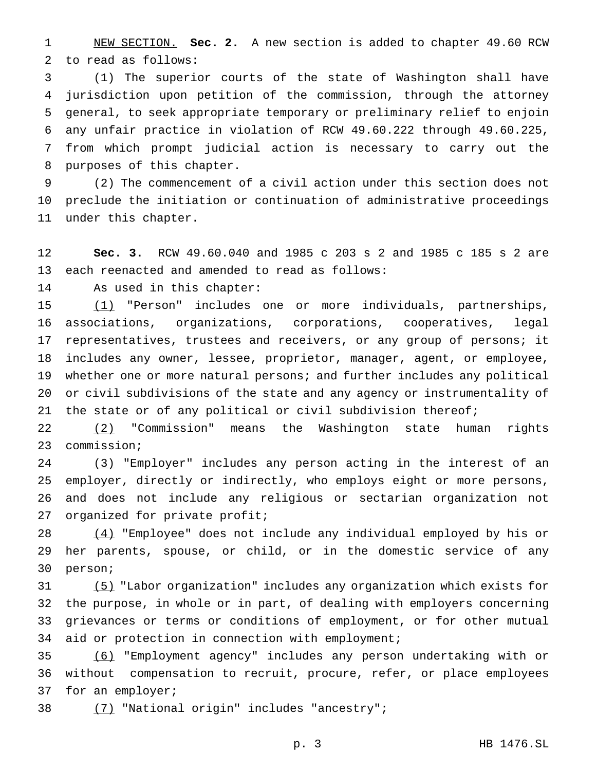NEW SECTION. **Sec. 2.** A new section is added to chapter 49.60 RCW to read as follows:

(1) The superior courts of the state of Washington shall have jurisdiction upon petition of the commission, through the attorney general, to seek appropriate temporary or preliminary relief to enjoin any unfair practice in violation of RCW 49.60.222 through 49.60.225, from which prompt judicial action is necessary to carry out the purposes of this chapter.

(2) The commencement of a civil action under this section does not preclude the initiation or continuation of administrative proceedings under this chapter.

**Sec. 3.** RCW 49.60.040 and 1985 c 203 s 2 and 1985 c 185 s 2 are each reenacted and amended to read as follows:

As used in this chapter:

(1) "Person" includes one or more individuals, partnerships, associations, organizations, corporations, cooperatives, legal representatives, trustees and receivers, or any group of persons; it includes any owner, lessee, proprietor, manager, agent, or employee, whether one or more natural persons; and further includes any political or civil subdivisions of the state and any agency or instrumentality of the state or of any political or civil subdivision thereof;

(2) "Commission" means the Washington state human rights commission;

(3) "Employer" includes any person acting in the interest of an employer, directly or indirectly, who employs eight or more persons, and does not include any religious or sectarian organization not organized for private profit;

(4) "Employee" does not include any individual employed by his or her parents, spouse, or child, or in the domestic service of any person;

(5) "Labor organization" includes any organization which exists for the purpose, in whole or in part, of dealing with employers concerning grievances or terms or conditions of employment, or for other mutual aid or protection in connection with employment;

(6) "Employment agency" includes any person undertaking with or without compensation to recruit, procure, refer, or place employees for an employer;

(7) "National origin" includes "ancestry";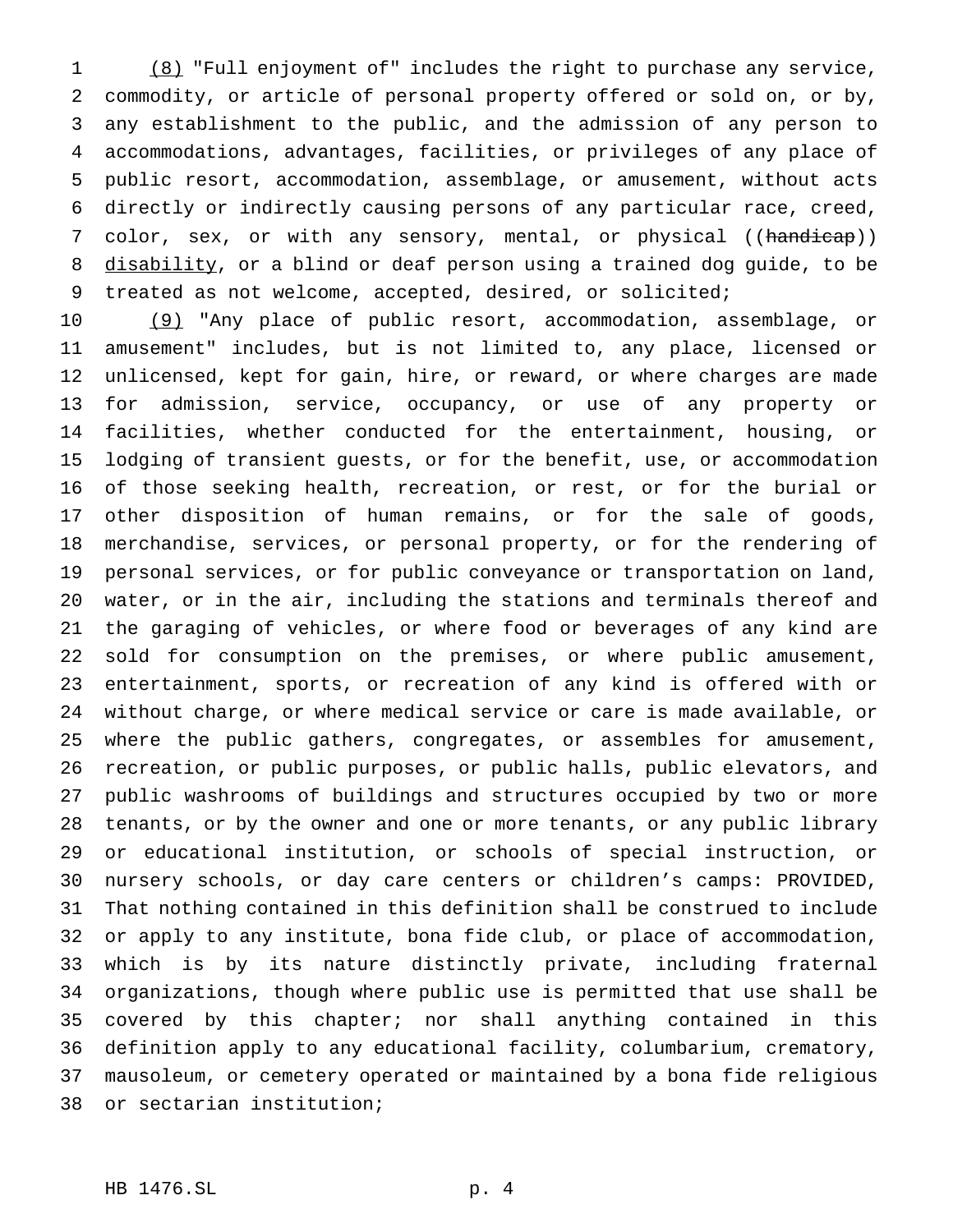(8) "Full enjoyment of" includes the right to purchase any service, commodity, or article of personal property offered or sold on, or by, any establishment to the public, and the admission of any person to accommodations, advantages, facilities, or privileges of any place of public resort, accommodation, assemblage, or amusement, without acts directly or indirectly causing persons of any particular race, creed, color, sex, or with any sensory, mental, or physical ((~~handicap~~)) disability, or a blind or deaf person using a trained dog guide, to be treated as not welcome, accepted, desired, or solicited;

(9) "Any place of public resort, accommodation, assemblage, or amusement" includes, but is not limited to, any place, licensed or unlicensed, kept for gain, hire, or reward, or where charges are made for admission, service, occupancy, or use of any property or facilities, whether conducted for the entertainment, housing, or lodging of transient guests, or for the benefit, use, or accommodation of those seeking health, recreation, or rest, or for the burial or other disposition of human remains, or for the sale of goods, merchandise, services, or personal property, or for the rendering of personal services, or for public conveyance or transportation on land, water, or in the air, including the stations and terminals thereof and the garaging of vehicles, or where food or beverages of any kind are sold for consumption on the premises, or where public amusement, entertainment, sports, or recreation of any kind is offered with or without charge, or where medical service or care is made available, or where the public gathers, congregates, or assembles for amusement, recreation, or public purposes, or public halls, public elevators, and public washrooms of buildings and structures occupied by two or more tenants, or by the owner and one or more tenants, or any public library or educational institution, or schools of special instruction, or nursery schools, or day care centers or children's camps: PROVIDED, That nothing contained in this definition shall be construed to include or apply to any institute, bona fide club, or place of accommodation, which is by its nature distinctly private, including fraternal organizations, though where public use is permitted that use shall be covered by this chapter; nor shall anything contained in this definition apply to any educational facility, columbarium, crematory, mausoleum, or cemetery operated or maintained by a bona fide religious or sectarian institution;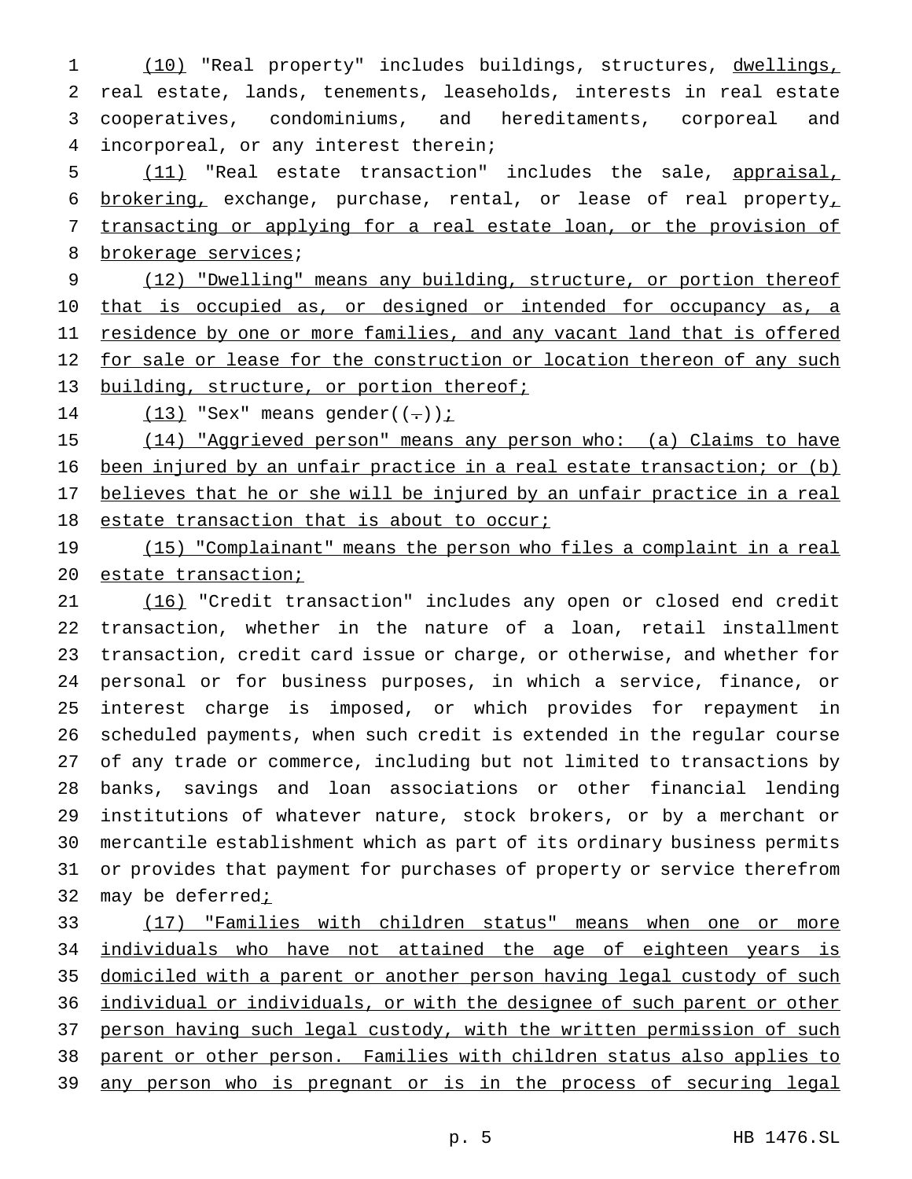(10) "Real property" includes buildings, structures, dwellings, real estate, lands, tenements, leaseholds, interests in real estate cooperatives, condominiums, and hereditaments, corporeal and incorporeal, or any interest therein;

(11) "Real estate transaction" includes the sale, appraisal, brokering, exchange, purchase, rental, or lease of real property, transacting or applying for a real estate loan, or the provision of brokerage services;

(12) "Dwelling" means any building, structure, or portion thereof that is occupied as, or designed or intended for occupancy as, a residence by one or more families, and any vacant land that is offered for sale or lease for the construction or location thereon of any such building, structure, or portion thereof;

(13) "Sex" means gender((.));

(14) "Aggrieved person" means any person who: (a) Claims to have been injured by an unfair practice in a real estate transaction; or (b) believes that he or she will be injured by an unfair practice in a real estate transaction that is about to occur;

(15) "Complainant" means the person who files a complaint in a real estate transaction;

(16) "Credit transaction" includes any open or closed end credit transaction, whether in the nature of a loan, retail installment transaction, credit card issue or charge, or otherwise, and whether for personal or for business purposes, in which a service, finance, or interest charge is imposed, or which provides for repayment in scheduled payments, when such credit is extended in the regular course of any trade or commerce, including but not limited to transactions by banks, savings and loan associations or other financial lending institutions of whatever nature, stock brokers, or by a merchant or mercantile establishment which as part of its ordinary business permits or provides that payment for purchases of property or service therefrom may be deferred;

(17) "Families with children status" means when one or more individuals who have not attained the age of eighteen years is domiciled with a parent or another person having legal custody of such individual or individuals, or with the designee of such parent or other person having such legal custody, with the written permission of such parent or other person. Families with children status also applies to any person who is pregnant or is in the process of securing legal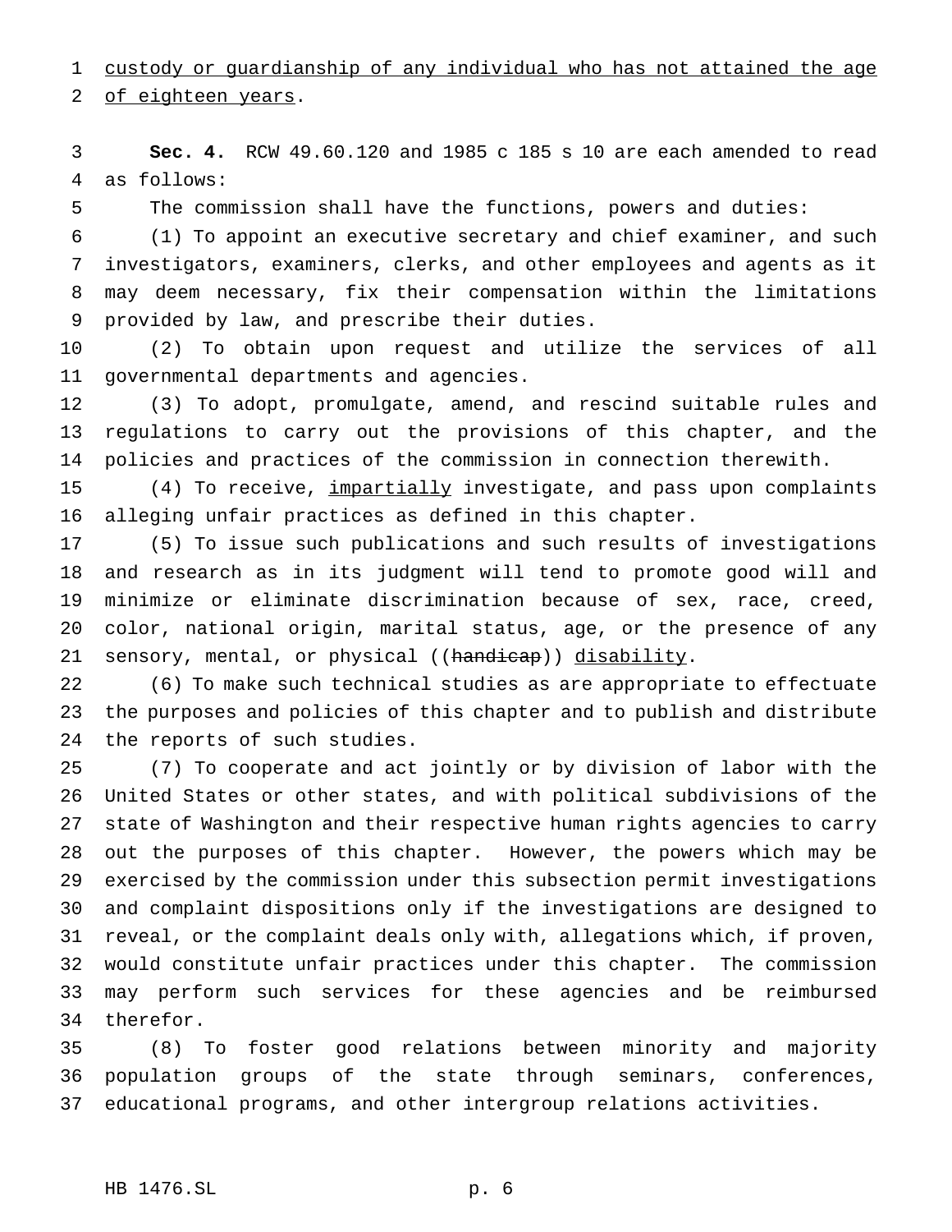custody or guardianship of any individual who has not attained the age of eighteen years.

**Sec. 4.** RCW 49.60.120 and 1985 c 185 s 10 are each amended to read as follows:

The commission shall have the functions, powers and duties:

(1) To appoint an executive secretary and chief examiner, and such investigators, examiners, clerks, and other employees and agents as it may deem necessary, fix their compensation within the limitations provided by law, and prescribe their duties.

(2) To obtain upon request and utilize the services of all governmental departments and agencies.

(3) To adopt, promulgate, amend, and rescind suitable rules and regulations to carry out the provisions of this chapter, and the policies and practices of the commission in connection therewith.

(4) To receive, impartially investigate, and pass upon complaints alleging unfair practices as defined in this chapter.

(5) To issue such publications and such results of investigations and research as in its judgment will tend to promote good will and minimize or eliminate discrimination because of sex, race, creed, color, national origin, marital status, age, or the presence of any sensory, mental, or physical ((~~handicap~~)) disability.

(6) To make such technical studies as are appropriate to effectuate the purposes and policies of this chapter and to publish and distribute the reports of such studies.

(7) To cooperate and act jointly or by division of labor with the United States or other states, and with political subdivisions of the state of Washington and their respective human rights agencies to carry out the purposes of this chapter. However, the powers which may be exercised by the commission under this subsection permit investigations and complaint dispositions only if the investigations are designed to reveal, or the complaint deals only with, allegations which, if proven, would constitute unfair practices under this chapter. The commission may perform such services for these agencies and be reimbursed therefor.

(8) To foster good relations between minority and majority population groups of the state through seminars, conferences, educational programs, and other intergroup relations activities.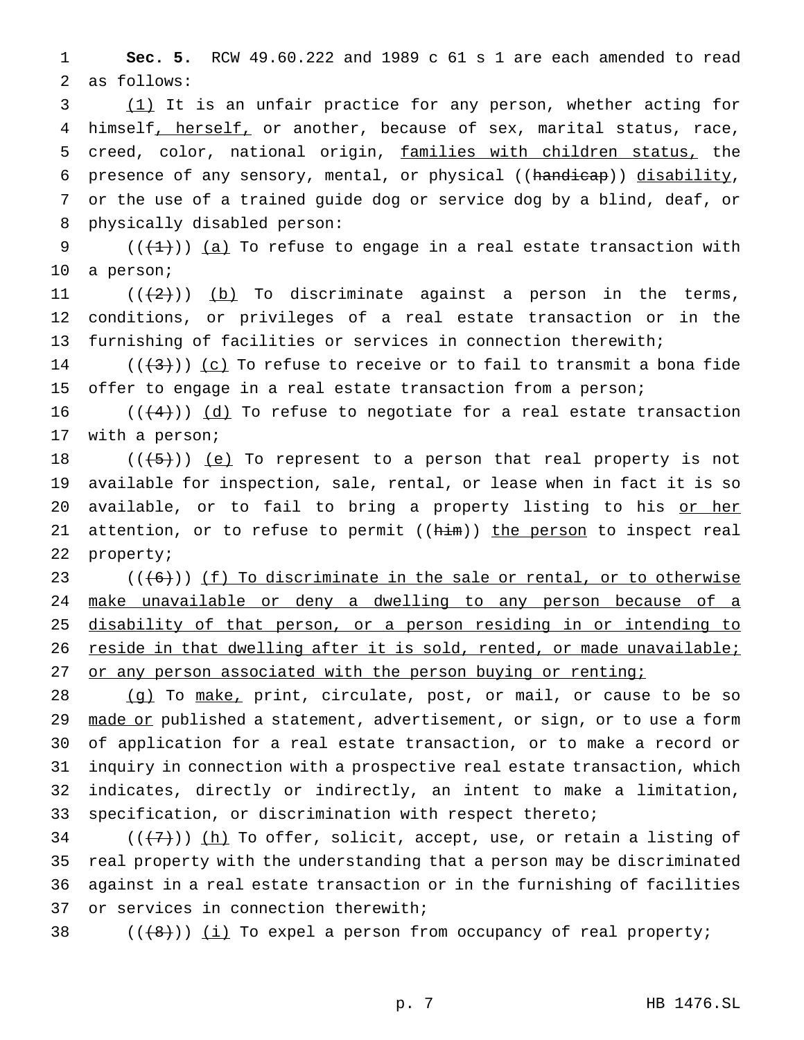**Sec. 5.** RCW 49.60.222 and 1989 c 61 s 1 are each amended to read as follows:

(1) It is an unfair practice for any person, whether acting for himself, herself, or another, because of sex, marital status, race, creed, color, national origin, families with children status, the presence of any sensory, mental, or physical ((~~handicap~~)) disability, or the use of a trained guide dog or service dog by a blind, deaf, or physically disabled person:

((~~(1)~~)) (a) To refuse to engage in a real estate transaction with a person;

((~~(2)~~)) (b) To discriminate against a person in the terms, conditions, or privileges of a real estate transaction or in the furnishing of facilities or services in connection therewith;

((~~(3)~~)) (c) To refuse to receive or to fail to transmit a bona fide offer to engage in a real estate transaction from a person;

((~~(4)~~)) (d) To refuse to negotiate for a real estate transaction with a person;

((~~(5)~~)) (e) To represent to a person that real property is not available for inspection, sale, rental, or lease when in fact it is so available, or to fail to bring a property listing to his or her attention, or to refuse to permit ((~~him~~)) the person to inspect real property;

((~~(6)~~)) (f) To discriminate in the sale or rental, or to otherwise make unavailable or deny a dwelling to any person because of a disability of that person, or a person residing in or intending to reside in that dwelling after it is sold, rented, or made unavailable; or any person associated with the person buying or renting;

(g) To make, print, circulate, post, or mail, or cause to be so made or published a statement, advertisement, or sign, or to use a form of application for a real estate transaction, or to make a record or inquiry in connection with a prospective real estate transaction, which indicates, directly or indirectly, an intent to make a limitation, specification, or discrimination with respect thereto;

((~~(7)~~)) (h) To offer, solicit, accept, use, or retain a listing of real property with the understanding that a person may be discriminated against in a real estate transaction or in the furnishing of facilities or services in connection therewith;

((~~(8)~~)) (i) To expel a person from occupancy of real property;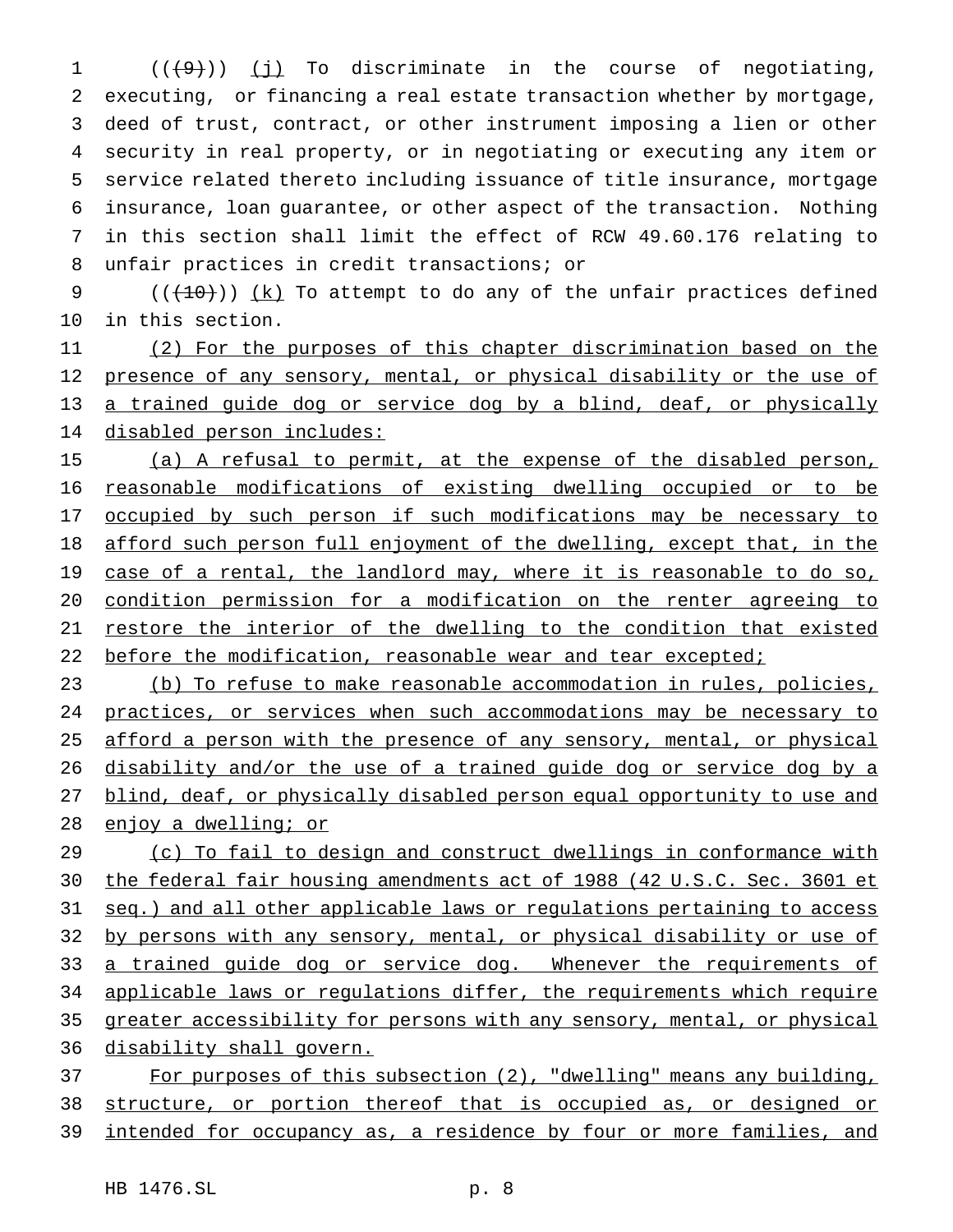((~~(9)~~)) <u>(j)</u> To discriminate in the course of negotiating, executing, or financing a real estate transaction whether by mortgage, deed of trust, contract, or other instrument imposing a lien or other security in real property, or in negotiating or executing any item or service related thereto including issuance of title insurance, mortgage insurance, loan guarantee, or other aspect of the transaction. Nothing in this section shall limit the effect of RCW 49.60.176 relating to unfair practices in credit transactions; or

((~~(10)~~)) <u>(k)</u> To attempt to do any of the unfair practices defined in this section.

<u>(2) For the purposes of this chapter discrimination based on the presence of any sensory, mental, or physical disability or the use of a trained guide dog or service dog by a blind, deaf, or physically disabled person includes:</u>

<u>(a) A refusal to permit, at the expense of the disabled person, reasonable modifications of existing dwelling occupied or to be occupied by such person if such modifications may be necessary to afford such person full enjoyment of the dwelling, except that, in the case of a rental, the landlord may, where it is reasonable to do so, condition permission for a modification on the renter agreeing to restore the interior of the dwelling to the condition that existed before the modification, reasonable wear and tear excepted;</u>

<u>(b) To refuse to make reasonable accommodation in rules, policies, practices, or services when such accommodations may be necessary to afford a person with the presence of any sensory, mental, or physical disability and/or the use of a trained guide dog or service dog by a blind, deaf, or physically disabled person equal opportunity to use and enjoy a dwelling; or</u>

<u>(c) To fail to design and construct dwellings in conformance with the federal fair housing amendments act of 1988 (42 U.S.C. Sec. 3601 et seq.) and all other applicable laws or regulations pertaining to access by persons with any sensory, mental, or physical disability or use of a trained guide dog or service dog. Whenever the requirements of applicable laws or regulations differ, the requirements which require greater accessibility for persons with any sensory, mental, or physical disability shall govern.</u>

<u>For purposes of this subsection (2), "dwelling" means any building, structure, or portion thereof that is occupied as, or designed or intended for occupancy as, a residence by four or more families, and</u>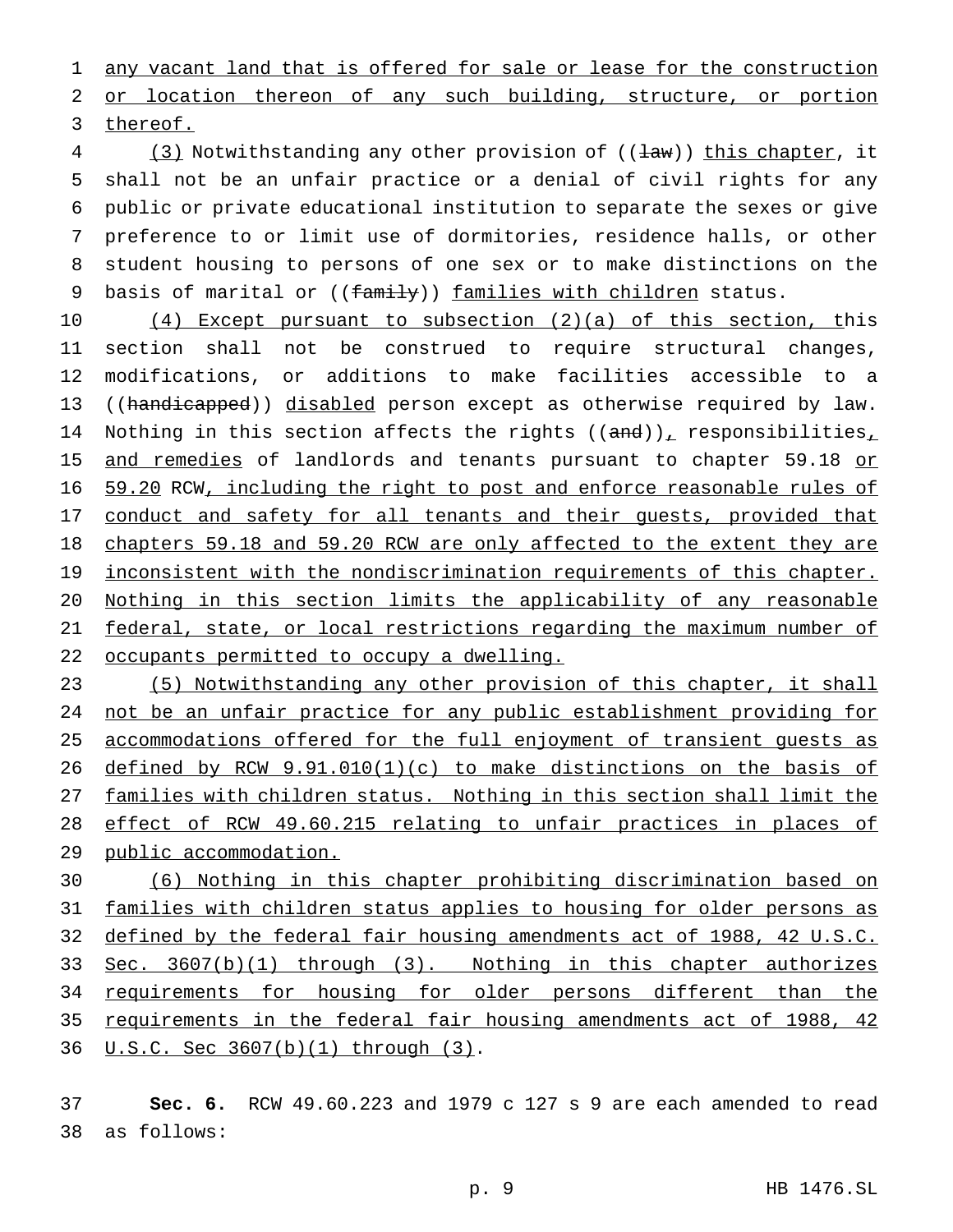any vacant land that is offered for sale or lease for the construction or location thereon of any such building, structure, or portion thereof.

(3) Notwithstanding any other provision of ((law)) this chapter, it shall not be an unfair practice or a denial of civil rights for any public or private educational institution to separate the sexes or give preference to or limit use of dormitories, residence halls, or other student housing to persons of one sex or to make distinctions on the basis of marital or ((family)) families with children status.

(4) Except pursuant to subsection (2)(a) of this section, this section shall not be construed to require structural changes, modifications, or additions to make facilities accessible to a ((handicapped)) disabled person except as otherwise required by law. Nothing in this section affects the rights ((and)), responsibilities, and remedies of landlords and tenants pursuant to chapter 59.18 or 59.20 RCW, including the right to post and enforce reasonable rules of conduct and safety for all tenants and their guests, provided that chapters 59.18 and 59.20 RCW are only affected to the extent they are inconsistent with the nondiscrimination requirements of this chapter. Nothing in this section limits the applicability of any reasonable federal, state, or local restrictions regarding the maximum number of occupants permitted to occupy a dwelling.

(5) Notwithstanding any other provision of this chapter, it shall not be an unfair practice for any public establishment providing for accommodations offered for the full enjoyment of transient guests as defined by RCW 9.91.010(1)(c) to make distinctions on the basis of families with children status. Nothing in this section shall limit the effect of RCW 49.60.215 relating to unfair practices in places of public accommodation.

(6) Nothing in this chapter prohibiting discrimination based on families with children status applies to housing for older persons as defined by the federal fair housing amendments act of 1988, 42 U.S.C. Sec. 3607(b)(1) through (3). Nothing in this chapter authorizes requirements for housing for older persons different than the requirements in the federal fair housing amendments act of 1988, 42 U.S.C. Sec 3607(b)(1) through (3).

**Sec. 6.** RCW 49.60.223 and 1979 c 127 s 9 are each amended to read as follows: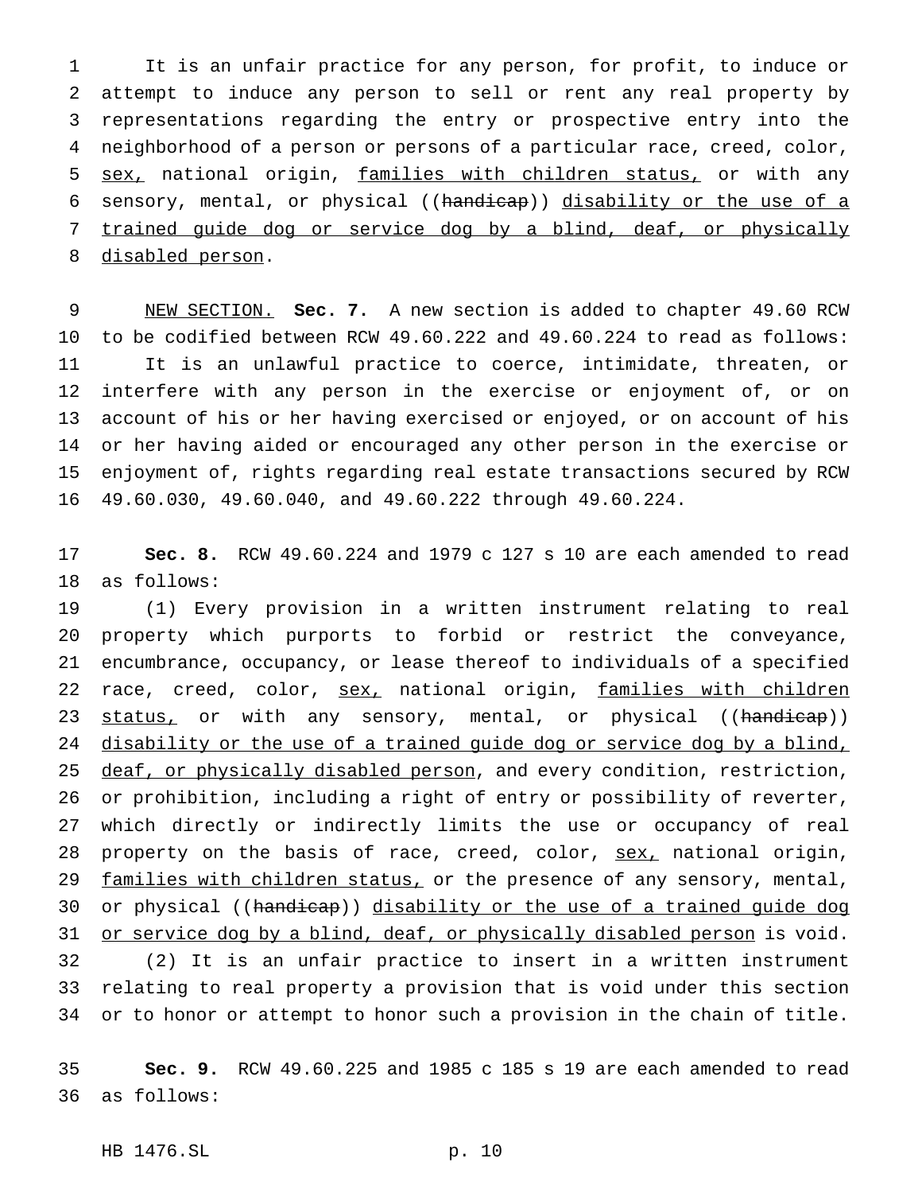It is an unfair practice for any person, for profit, to induce or attempt to induce any person to sell or rent any real property by representations regarding the entry or prospective entry into the neighborhood of a person or persons of a particular race, creed, color, sex, national origin, families with children status, or with any sensory, mental, or physical ((~~handicap~~)) disability or the use of a trained guide dog or service dog by a blind, deaf, or physically disabled person.

NEW SECTION. **Sec. 7.** A new section is added to chapter 49.60 RCW to be codified between RCW 49.60.222 and 49.60.224 to read as follows:

It is an unlawful practice to coerce, intimidate, threaten, or interfere with any person in the exercise or enjoyment of, or on account of his or her having exercised or enjoyed, or on account of his or her having aided or encouraged any other person in the exercise or enjoyment of, rights regarding real estate transactions secured by RCW 49.60.030, 49.60.040, and 49.60.222 through 49.60.224.

**Sec. 8.** RCW 49.60.224 and 1979 c 127 s 10 are each amended to read as follows:

(1) Every provision in a written instrument relating to real property which purports to forbid or restrict the conveyance, encumbrance, occupancy, or lease thereof to individuals of a specified race, creed, color, sex, national origin, families with children status, or with any sensory, mental, or physical ((~~handicap~~)) disability or the use of a trained guide dog or service dog by a blind, deaf, or physically disabled person, and every condition, restriction, or prohibition, including a right of entry or possibility of reverter, which directly or indirectly limits the use or occupancy of real property on the basis of race, creed, color, sex, national origin, families with children status, or the presence of any sensory, mental, or physical ((~~handicap~~)) disability or the use of a trained guide dog or service dog by a blind, deaf, or physically disabled person is void.

(2) It is an unfair practice to insert in a written instrument relating to real property a provision that is void under this section or to honor or attempt to honor such a provision in the chain of title.

**Sec. 9.** RCW 49.60.225 and 1985 c 185 s 19 are each amended to read as follows: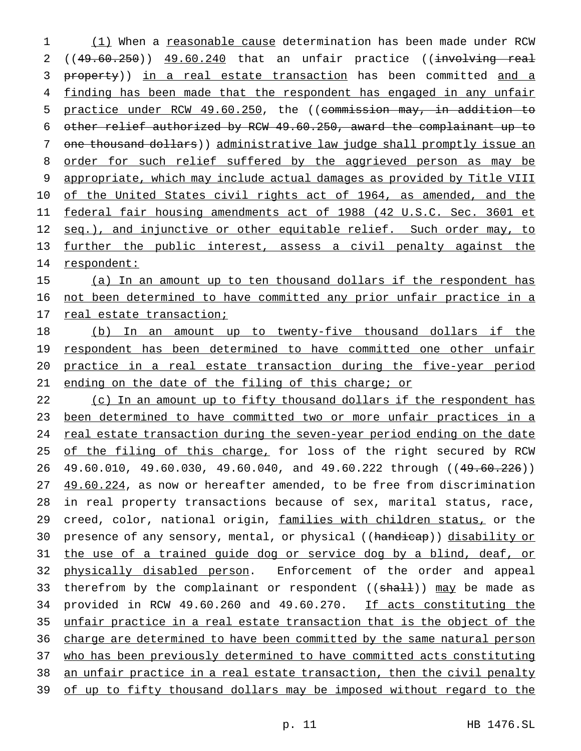(1) When a reasonable cause determination has been made under RCW ((49.60.250)) 49.60.240 that an unfair practice ((involving real property)) in a real estate transaction has been committed and a finding has been made that the respondent has engaged in any unfair practice under RCW 49.60.250, the ((commission may, in addition to other relief authorized by RCW 49.60.250, award the complainant up to one thousand dollars)) administrative law judge shall promptly issue an order for such relief suffered by the aggrieved person as may be appropriate, which may include actual damages as provided by Title VIII of the United States civil rights act of 1964, as amended, and the federal fair housing amendments act of 1988 (42 U.S.C. Sec. 3601 et seq.), and injunctive or other equitable relief. Such order may, to further the public interest, assess a civil penalty against the respondent:

(a) In an amount up to ten thousand dollars if the respondent has not been determined to have committed any prior unfair practice in a real estate transaction;

(b) In an amount up to twenty-five thousand dollars if the respondent has been determined to have committed one other unfair practice in a real estate transaction during the five-year period ending on the date of the filing of this charge; or

(c) In an amount up to fifty thousand dollars if the respondent has been determined to have committed two or more unfair practices in a real estate transaction during the seven-year period ending on the date of the filing of this charge, for loss of the right secured by RCW 49.60.010, 49.60.030, 49.60.040, and 49.60.222 through ((49.60.226)) 49.60.224, as now or hereafter amended, to be free from discrimination in real property transactions because of sex, marital status, race, creed, color, national origin, families with children status, or the presence of any sensory, mental, or physical ((handicap)) disability or the use of a trained guide dog or service dog by a blind, deaf, or physically disabled person. Enforcement of the order and appeal therefrom by the complainant or respondent ((shall)) may be made as provided in RCW 49.60.260 and 49.60.270. If acts constituting the unfair practice in a real estate transaction that is the object of the charge are determined to have been committed by the same natural person who has been previously determined to have committed acts constituting an unfair practice in a real estate transaction, then the civil penalty of up to fifty thousand dollars may be imposed without regard to the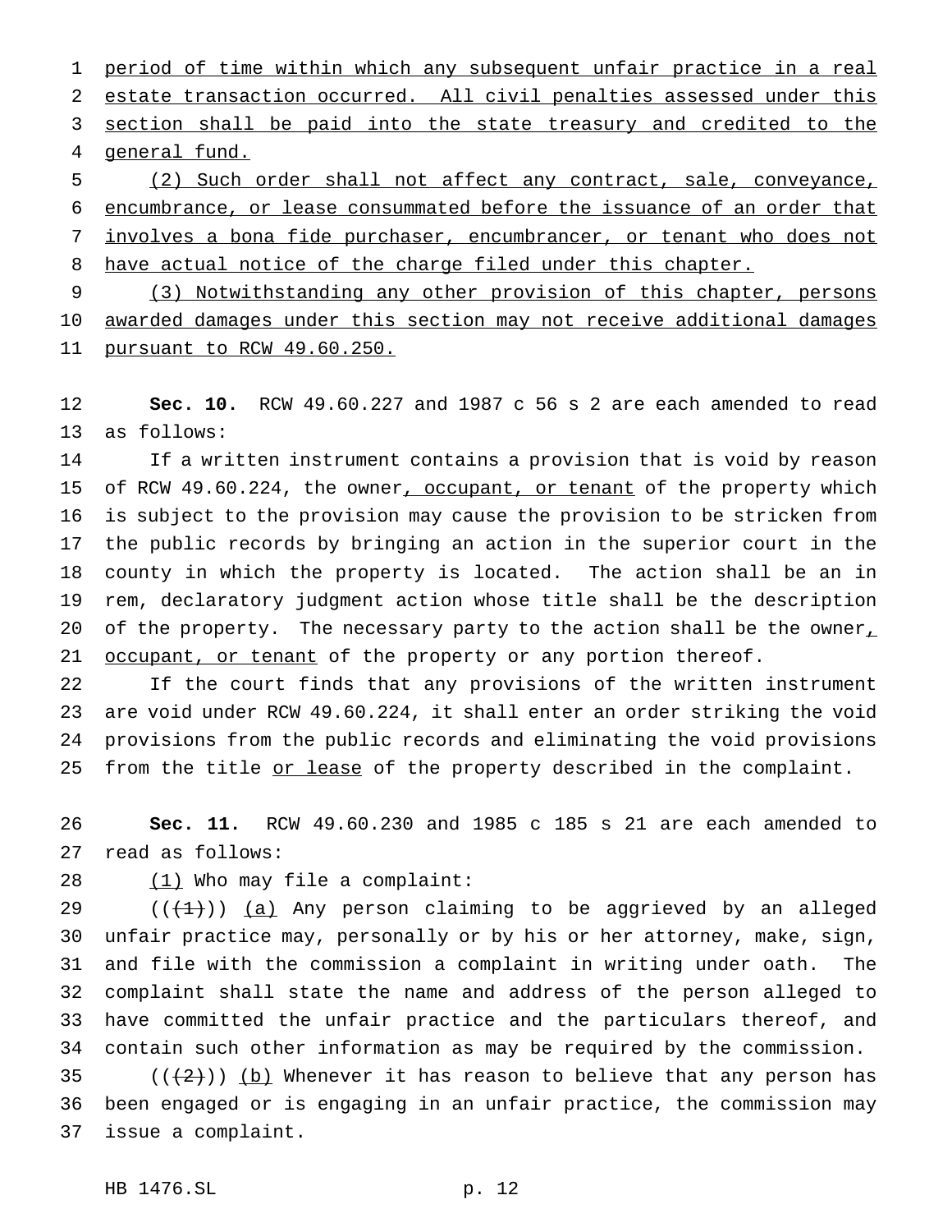period of time within which any subsequent unfair practice in a real estate transaction occurred. All civil penalties assessed under this section shall be paid into the state treasury and credited to the general fund.

(2) Such order shall not affect any contract, sale, conveyance, encumbrance, or lease consummated before the issuance of an order that involves a bona fide purchaser, encumbrancer, or tenant who does not have actual notice of the charge filed under this chapter.

(3) Notwithstanding any other provision of this chapter, persons awarded damages under this section may not receive additional damages pursuant to RCW 49.60.250.

**Sec. 10.** RCW 49.60.227 and 1987 c 56 s 2 are each amended to read as follows:

If a written instrument contains a provision that is void by reason of RCW 49.60.224, the owner, occupant, or tenant of the property which is subject to the provision may cause the provision to be stricken from the public records by bringing an action in the superior court in the county in which the property is located. The action shall be an in rem, declaratory judgment action whose title shall be the description of the property. The necessary party to the action shall be the owner, occupant, or tenant of the property or any portion thereof.

If the court finds that any provisions of the written instrument are void under RCW 49.60.224, it shall enter an order striking the void provisions from the public records and eliminating the void provisions from the title or lease of the property described in the complaint.

**Sec. 11.** RCW 49.60.230 and 1985 c 185 s 21 are each amended to read as follows:

(1) Who may file a complaint:

((~~(1)~~)) (a) Any person claiming to be aggrieved by an alleged unfair practice may, personally or by his or her attorney, make, sign, and file with the commission a complaint in writing under oath. The complaint shall state the name and address of the person alleged to have committed the unfair practice and the particulars thereof, and contain such other information as may be required by the commission.

((~~(2)~~)) (b) Whenever it has reason to believe that any person has been engaged or is engaging in an unfair practice, the commission may issue a complaint.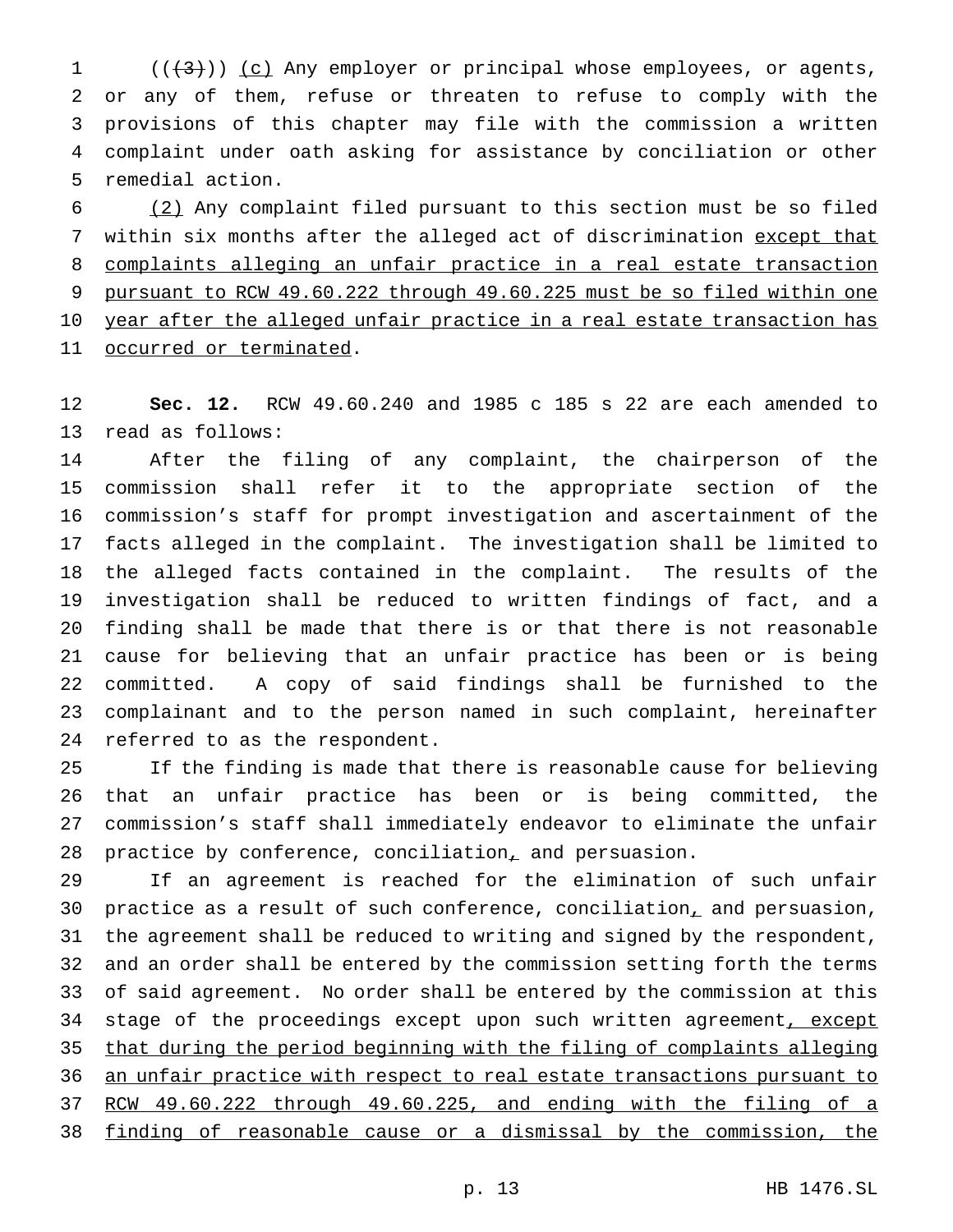(((3))) (c) Any employer or principal whose employees, or agents, or any of them, refuse or threaten to refuse to comply with the provisions of this chapter may file with the commission a written complaint under oath asking for assistance by conciliation or other remedial action.

(2) Any complaint filed pursuant to this section must be so filed within six months after the alleged act of discrimination except that complaints alleging an unfair practice in a real estate transaction pursuant to RCW 49.60.222 through 49.60.225 must be so filed within one year after the alleged unfair practice in a real estate transaction has occurred or terminated.

**Sec. 12.** RCW 49.60.240 and 1985 c 185 s 22 are each amended to read as follows:

After the filing of any complaint, the chairperson of the commission shall refer it to the appropriate section of the commission's staff for prompt investigation and ascertainment of the facts alleged in the complaint. The investigation shall be limited to the alleged facts contained in the complaint. The results of the investigation shall be reduced to written findings of fact, and a finding shall be made that there is or that there is not reasonable cause for believing that an unfair practice has been or is being committed. A copy of said findings shall be furnished to the complainant and to the person named in such complaint, hereinafter referred to as the respondent.

If the finding is made that there is reasonable cause for believing that an unfair practice has been or is being committed, the commission's staff shall immediately endeavor to eliminate the unfair practice by conference, conciliation, and persuasion.

If an agreement is reached for the elimination of such unfair practice as a result of such conference, conciliation, and persuasion, the agreement shall be reduced to writing and signed by the respondent, and an order shall be entered by the commission setting forth the terms of said agreement. No order shall be entered by the commission at this stage of the proceedings except upon such written agreement, except that during the period beginning with the filing of complaints alleging an unfair practice with respect to real estate transactions pursuant to RCW 49.60.222 through 49.60.225, and ending with the filing of a finding of reasonable cause or a dismissal by the commission, the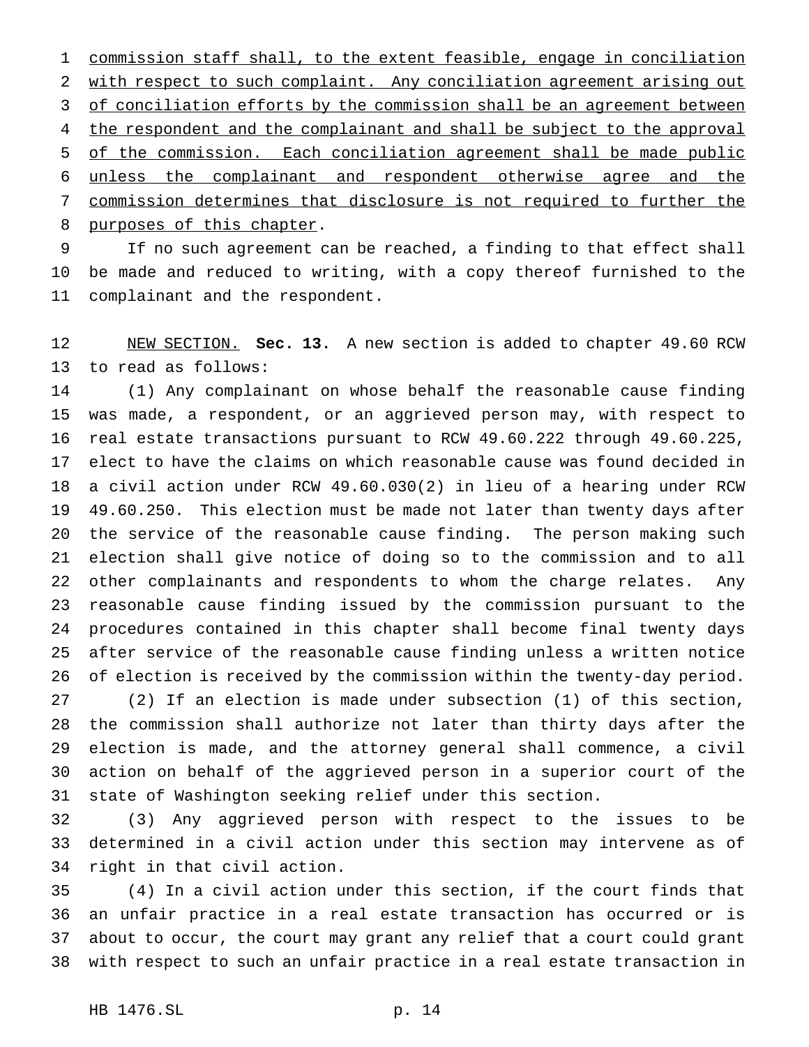commission staff shall, to the extent feasible, engage in conciliation with respect to such complaint. Any conciliation agreement arising out of conciliation efforts by the commission shall be an agreement between the respondent and the complainant and shall be subject to the approval of the commission. Each conciliation agreement shall be made public unless the complainant and respondent otherwise agree and the commission determines that disclosure is not required to further the purposes of this chapter.

If no such agreement can be reached, a finding to that effect shall be made and reduced to writing, with a copy thereof furnished to the complainant and the respondent.

NEW SECTION. **Sec. 13.** A new section is added to chapter 49.60 RCW to read as follows:

(1) Any complainant on whose behalf the reasonable cause finding was made, a respondent, or an aggrieved person may, with respect to real estate transactions pursuant to RCW 49.60.222 through 49.60.225, elect to have the claims on which reasonable cause was found decided in a civil action under RCW 49.60.030(2) in lieu of a hearing under RCW 49.60.250. This election must be made not later than twenty days after the service of the reasonable cause finding. The person making such election shall give notice of doing so to the commission and to all other complainants and respondents to whom the charge relates. Any reasonable cause finding issued by the commission pursuant to the procedures contained in this chapter shall become final twenty days after service of the reasonable cause finding unless a written notice of election is received by the commission within the twenty-day period.

(2) If an election is made under subsection (1) of this section, the commission shall authorize not later than thirty days after the election is made, and the attorney general shall commence, a civil action on behalf of the aggrieved person in a superior court of the state of Washington seeking relief under this section.

(3) Any aggrieved person with respect to the issues to be determined in a civil action under this section may intervene as of right in that civil action.

(4) In a civil action under this section, if the court finds that an unfair practice in a real estate transaction has occurred or is about to occur, the court may grant any relief that a court could grant with respect to such an unfair practice in a real estate transaction in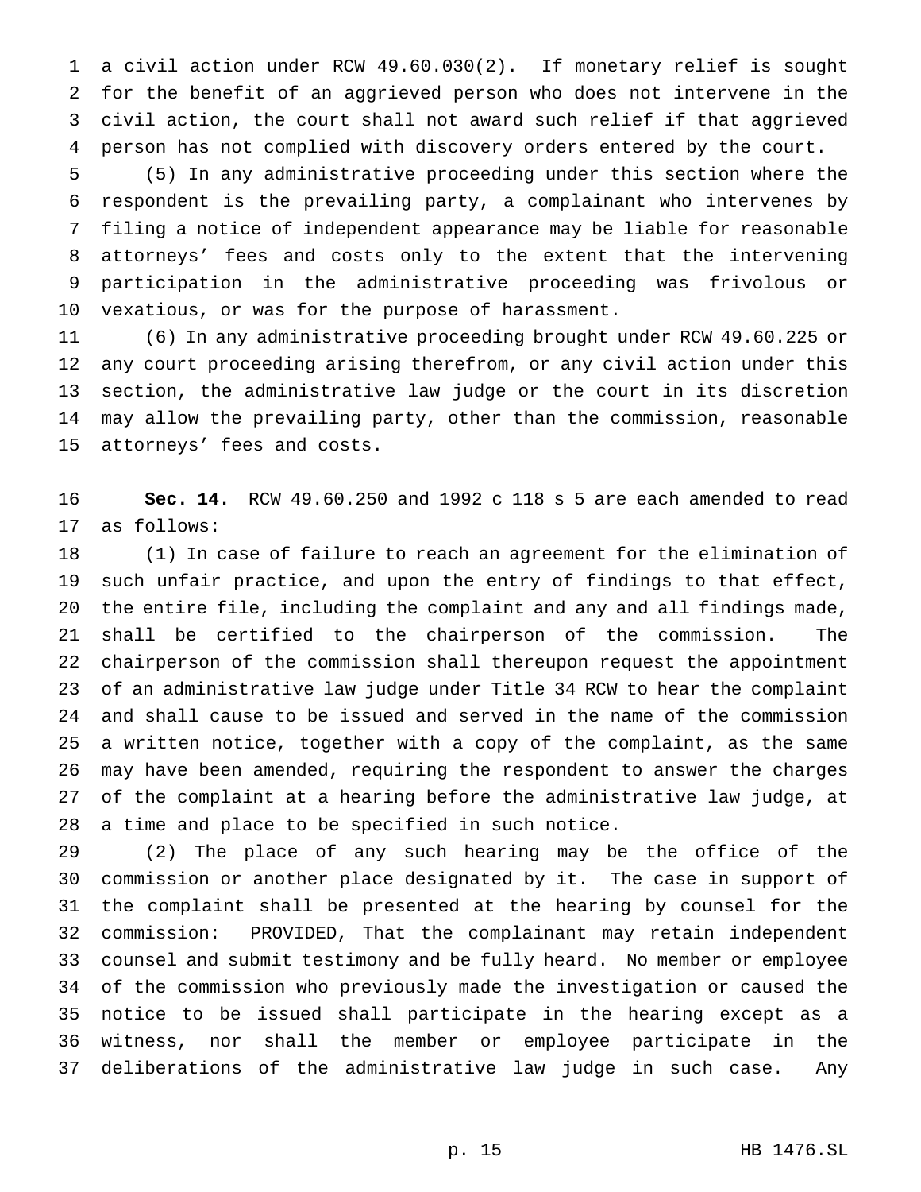a civil action under RCW 49.60.030(2). If monetary relief is sought for the benefit of an aggrieved person who does not intervene in the civil action, the court shall not award such relief if that aggrieved person has not complied with discovery orders entered by the court.

(5) In any administrative proceeding under this section where the respondent is the prevailing party, a complainant who intervenes by filing a notice of independent appearance may be liable for reasonable attorneys' fees and costs only to the extent that the intervening participation in the administrative proceeding was frivolous or vexatious, or was for the purpose of harassment.

(6) In any administrative proceeding brought under RCW 49.60.225 or any court proceeding arising therefrom, or any civil action under this section, the administrative law judge or the court in its discretion may allow the prevailing party, other than the commission, reasonable attorneys' fees and costs.

**Sec. 14.** RCW 49.60.250 and 1992 c 118 s 5 are each amended to read as follows:

(1) In case of failure to reach an agreement for the elimination of such unfair practice, and upon the entry of findings to that effect, the entire file, including the complaint and any and all findings made, shall be certified to the chairperson of the commission. The chairperson of the commission shall thereupon request the appointment of an administrative law judge under Title 34 RCW to hear the complaint and shall cause to be issued and served in the name of the commission a written notice, together with a copy of the complaint, as the same may have been amended, requiring the respondent to answer the charges of the complaint at a hearing before the administrative law judge, at a time and place to be specified in such notice.

(2) The place of any such hearing may be the office of the commission or another place designated by it. The case in support of the complaint shall be presented at the hearing by counsel for the commission: PROVIDED, That the complainant may retain independent counsel and submit testimony and be fully heard. No member or employee of the commission who previously made the investigation or caused the notice to be issued shall participate in the hearing except as a witness, nor shall the member or employee participate in the deliberations of the administrative law judge in such case. Any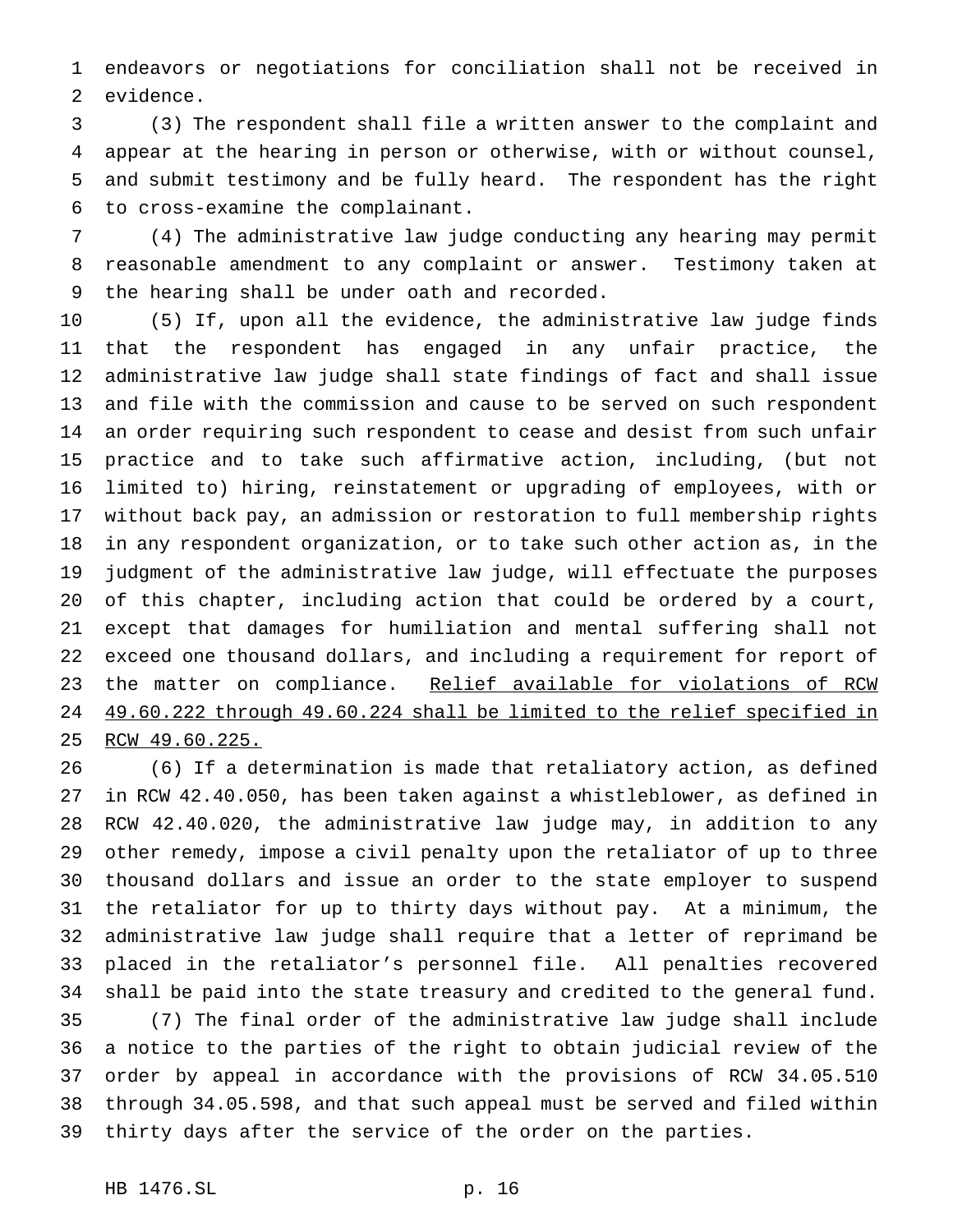endeavors or negotiations for conciliation shall not be received in evidence.

(3) The respondent shall file a written answer to the complaint and appear at the hearing in person or otherwise, with or without counsel, and submit testimony and be fully heard. The respondent has the right to cross-examine the complainant.

(4) The administrative law judge conducting any hearing may permit reasonable amendment to any complaint or answer. Testimony taken at the hearing shall be under oath and recorded.

(5) If, upon all the evidence, the administrative law judge finds that the respondent has engaged in any unfair practice, the administrative law judge shall state findings of fact and shall issue and file with the commission and cause to be served on such respondent an order requiring such respondent to cease and desist from such unfair practice and to take such affirmative action, including, (but not limited to) hiring, reinstatement or upgrading of employees, with or without back pay, an admission or restoration to full membership rights in any respondent organization, or to take such other action as, in the judgment of the administrative law judge, will effectuate the purposes of this chapter, including action that could be ordered by a court, except that damages for humiliation and mental suffering shall not exceed one thousand dollars, and including a requirement for report of the matter on compliance. <u>Relief available for violations of RCW 49.60.222 through 49.60.224 shall be limited to the relief specified in RCW 49.60.225.</u>

(6) If a determination is made that retaliatory action, as defined in RCW 42.40.050, has been taken against a whistleblower, as defined in RCW 42.40.020, the administrative law judge may, in addition to any other remedy, impose a civil penalty upon the retaliator of up to three thousand dollars and issue an order to the state employer to suspend the retaliator for up to thirty days without pay. At a minimum, the administrative law judge shall require that a letter of reprimand be placed in the retaliator's personnel file. All penalties recovered shall be paid into the state treasury and credited to the general fund.

(7) The final order of the administrative law judge shall include a notice to the parties of the right to obtain judicial review of the order by appeal in accordance with the provisions of RCW 34.05.510 through 34.05.598, and that such appeal must be served and filed within thirty days after the service of the order on the parties.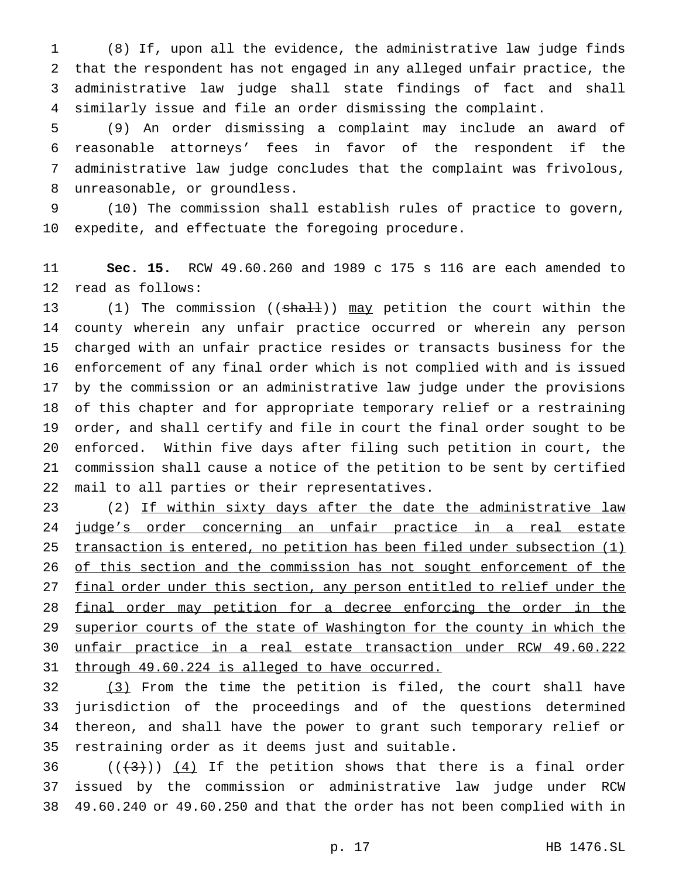(8) If, upon all the evidence, the administrative law judge finds that the respondent has not engaged in any alleged unfair practice, the administrative law judge shall state findings of fact and shall similarly issue and file an order dismissing the complaint.

(9) An order dismissing a complaint may include an award of reasonable attorneys' fees in favor of the respondent if the administrative law judge concludes that the complaint was frivolous, unreasonable, or groundless.

(10) The commission shall establish rules of practice to govern, expedite, and effectuate the foregoing procedure.

**Sec. 15.** RCW 49.60.260 and 1989 c 175 s 116 are each amended to read as follows:

(1) The commission ((~~shall~~)) <u>may</u> petition the court within the county wherein any unfair practice occurred or wherein any person charged with an unfair practice resides or transacts business for the enforcement of any final order which is not complied with and is issued by the commission or an administrative law judge under the provisions of this chapter and for appropriate temporary relief or a restraining order, and shall certify and file in court the final order sought to be enforced. Within five days after filing such petition in court, the commission shall cause a notice of the petition to be sent by certified mail to all parties or their representatives.

(2) <u>If within sixty days after the date the administrative law judge's order concerning an unfair practice in a real estate transaction is entered, no petition has been filed under subsection (1) of this section and the commission has not sought enforcement of the final order under this section, any person entitled to relief under the final order may petition for a decree enforcing the order in the superior courts of the state of Washington for the county in which the unfair practice in a real estate transaction under RCW 49.60.222 through 49.60.224 is alleged to have occurred.</u>

<u>(3)</u> From the time the petition is filed, the court shall have jurisdiction of the proceedings and of the questions determined thereon, and shall have the power to grant such temporary relief or restraining order as it deems just and suitable.

((~~(3)~~)) <u>(4)</u> If the petition shows that there is a final order issued by the commission or administrative law judge under RCW 49.60.240 or 49.60.250 and that the order has not been complied with in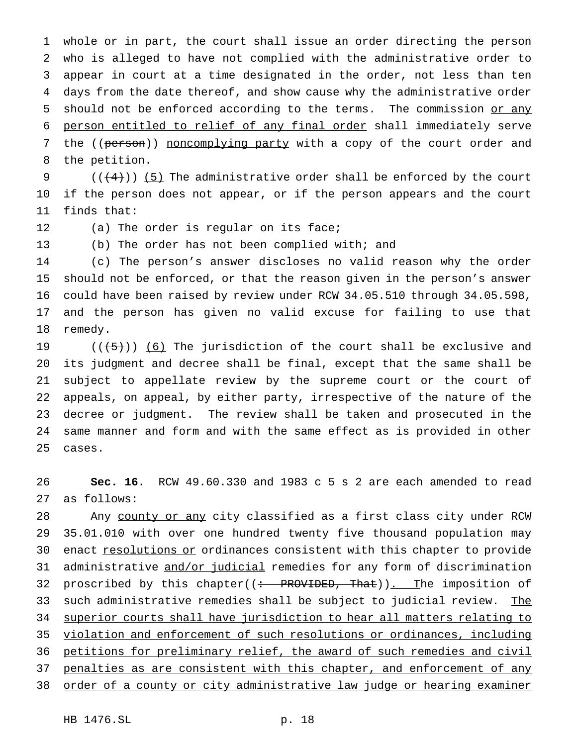whole or in part, the court shall issue an order directing the person who is alleged to have not complied with the administrative order to appear in court at a time designated in the order, not less than ten days from the date thereof, and show cause why the administrative order should not be enforced according to the terms. The commission or any person entitled to relief of any final order shall immediately serve the ((person)) noncomplying party with a copy of the court order and the petition.

(((4))) (5) The administrative order shall be enforced by the court if the person does not appear, or if the person appears and the court finds that:

(a) The order is regular on its face;

(b) The order has not been complied with; and

(c) The person's answer discloses no valid reason why the order should not be enforced, or that the reason given in the person's answer could have been raised by review under RCW 34.05.510 through 34.05.598, and the person has given no valid excuse for failing to use that remedy.

(((5))) (6) The jurisdiction of the court shall be exclusive and its judgment and decree shall be final, except that the same shall be subject to appellate review by the supreme court or the court of appeals, on appeal, by either party, irrespective of the nature of the decree or judgment. The review shall be taken and prosecuted in the same manner and form and with the same effect as is provided in other cases.

**Sec. 16.** RCW 49.60.330 and 1983 c 5 s 2 are each amended to read as follows:

Any county or any city classified as a first class city under RCW 35.01.010 with over one hundred twenty five thousand population may enact resolutions or ordinances consistent with this chapter to provide administrative and/or judicial remedies for any form of discrimination proscribed by this chapter((: PROVIDED, That)). The imposition of such administrative remedies shall be subject to judicial review. The superior courts shall have jurisdiction to hear all matters relating to violation and enforcement of such resolutions or ordinances, including petitions for preliminary relief, the award of such remedies and civil penalties as are consistent with this chapter, and enforcement of any order of a county or city administrative law judge or hearing examiner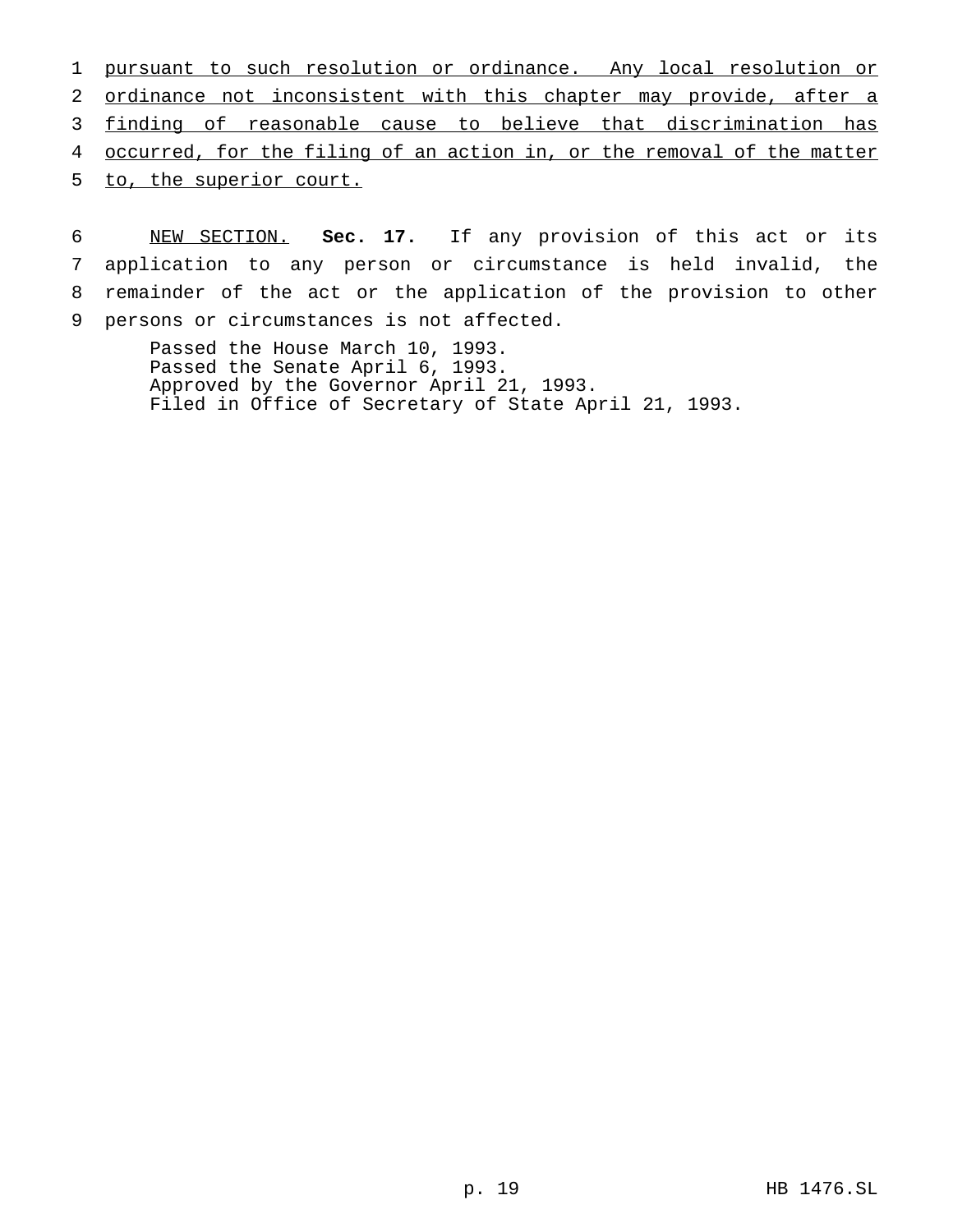pursuant to such resolution or ordinance. Any local resolution or ordinance not inconsistent with this chapter may provide, after a finding of reasonable cause to believe that discrimination has occurred, for the filing of an action in, or the removal of the matter to, the superior court.

NEW SECTION. **Sec. 17.** If any provision of this act or its application to any person or circumstance is held invalid, the remainder of the act or the application of the provision to other persons or circumstances is not affected.

Passed the House March 10, 1993.
Passed the Senate April 6, 1993.
Approved by the Governor April 21, 1993.
Filed in Office of Secretary of State April 21, 1993.